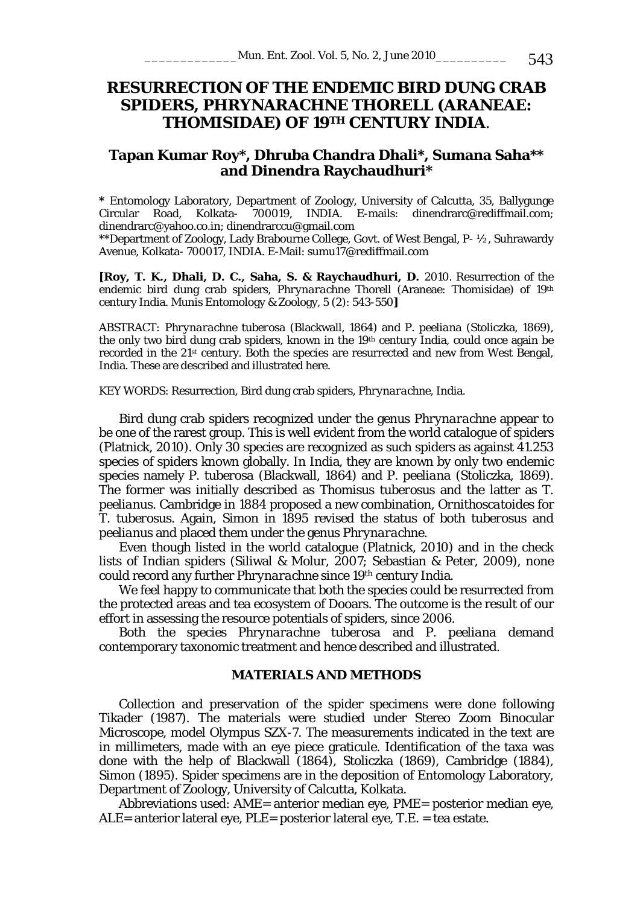# RESURRECTION OF THE ENDEMIC BIRD DUNG CRAB SPIDERS, PHRYNARACHNE THORELL (ARANEAE: THOMISIDAE) OF 19TH CENTURY INDIA.

## Tapan Kumar Roy*, Dhruba Chandra Dhali*, Sumana Saha** and Dinendra Raychaudhuri*

\* Entomology Laboratory, Department of Zoology, University of Calcutta, 35, Ballygunge Circular Road, Kolkata- 700019, INDIA. E-mails: dinendrarc@rediffmail.com; dinendrarc@yahoo.co.in; dinendrarccu@gmail.com

\*\*Department of Zoology, Lady Brabourne College, Govt. of West Bengal, P- ½, Suhrawardy Avenue, Kolkata- 700017, INDIA. E-Mail: sumu17@rediffmail.com

**[Roy, T. K., Dhali, D. C., Saha, S. & Raychaudhuri, D.** 2010. Resurrection of the endemic bird dung crab spiders, *Phrynarachne* Thorell (Araneae: Thomisidae) of 19th century India. Munis Entomology & Zoology, 5 (2): 543-550**]**

ABSTRACT: *Phrynarachne tuberosa* (Blackwall, 1864) and *P. peeliana* (Stoliczka, 1869), the only two bird dung crab spiders, known in the 19th century India, could once again be recorded in the 21st century. Both the species are resurrected and new from West Bengal, India. These are described and illustrated here.

KEY WORDS: Resurrection, Bird dung crab spiders, *Phrynarachne*, India.

Bird dung crab spiders recognized under the genus *Phrynarachne* appear to be one of the rarest group. This is well evident from the world catalogue of spiders (Platnick, 2010). Only 30 species are recognized as such spiders as against 41.253 species of spiders known globally. In India, they are known by only two endemic species namely *P. tuberosa* (Blackwall, 1864) and *P. peeliana* (Stoliczka, 1869). The former was initially described as *Thomisus tuberosus* and the latter as *T. peelianus*. Cambridge in 1884 proposed a new combination, *Ornithoscatoides* for *T. tuberosus*. Again, Simon in 1895 revised the status of both *tuberosus* and *peelianus* and placed them under the genus *Phrynarachne*.

Even though listed in the world catalogue (Platnick, 2010) and in the check lists of Indian spiders (Siliwal & Molur, 2007; Sebastian & Peter, 2009), none could record any further *Phrynarachne* since 19th century India.

We feel happy to communicate that both the species could be resurrected from the protected areas and tea ecosystem of Dooars. The outcome is the result of our effort in assessing the resource potentials of spiders, since 2006.

Both the species *Phrynarachne tuberosa* and *P. peeliana* demand contemporary taxonomic treatment and hence described and illustrated.

## MATERIALS AND METHODS

Collection and preservation of the spider specimens were done following Tikader (1987). The materials were studied under Stereo Zoom Binocular Microscope, model Olympus SZX-7. The measurements indicated in the text are in millimeters, made with an eye piece graticule. Identification of the taxa was done with the help of Blackwall (1864), Stoliczka (1869), Cambridge (1884), Simon (1895). Spider specimens are in the deposition of Entomology Laboratory, Department of Zoology, University of Calcutta, Kolkata.

Abbreviations used: AME= anterior median eye, PME= posterior median eye, ALE= anterior lateral eye, PLE= posterior lateral eye, T.E. = tea estate.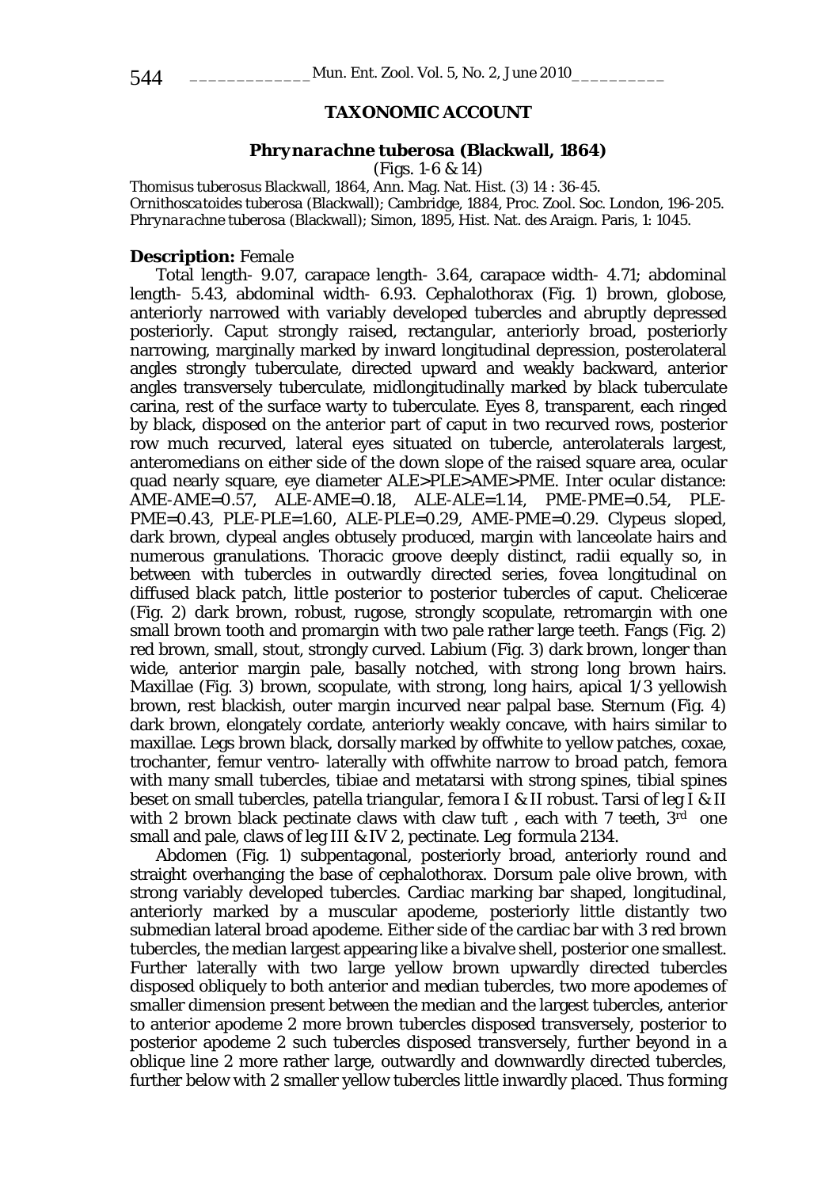## TAXONOMIC ACCOUNT

### *Phrynarachne tuberosa* (Blackwall, 1864)

(Figs. 1-6 & 14)

*Thomisus tuberosus* Blackwall, 1864, Ann. Mag. Nat. Hist. (3) 14 : 36-45.
*Ornithoscatoides tuberosa* (Blackwall); Cambridge, 1884, Proc. Zool. Soc. London, 196-205.
*Phrynarachne tuberosa* (Blackwall); Simon, 1895, Hist. Nat. des Araign. Paris, 1: 1045.

**Description:** Female

Total length- 9.07, carapace length- 3.64, carapace width- 4.71; abdominal length- 5.43, abdominal width- 6.93. Cephalothorax (Fig. 1) brown, globose, anteriorly narrowed with variably developed tubercles and abruptly depressed posteriorly. Caput strongly raised, rectangular, anteriorly broad, posteriorly narrowing, marginally marked by inward longitudinal depression, posterolateral angles strongly tuberculate, directed upward and weakly backward, anterior angles transversely tuberculate, midlongitudinally marked by black tuberculate carina, rest of the surface warty to tuberculate. Eyes 8, transparent, each ringed by black, disposed on the anterior part of caput in two recurved rows, posterior row much recurved, lateral eyes situated on tubercle, anterolaterals largest, anteromedians on either side of the down slope of the raised square area, ocular quad nearly square, eye diameter ALE>PLE>AME>PME. Inter ocular distance: AME-AME=0.57, ALE-AME=0.18, ALE-ALE=1.14, PME-PME=0.54, PLE-PME=0.43, PLE-PLE=1.60, ALE-PLE=0.29, AME-PME=0.29. Clypeus sloped, dark brown, clypeal angles obtusely produced, margin with lanceolate hairs and numerous granulations. Thoracic groove deeply distinct, radii equally so, in between with tubercles in outwardly directed series, fovea longitudinal on diffused black patch, little posterior to posterior tubercles of caput. Chelicerae (Fig. 2) dark brown, robust, rugose, strongly scopulate, retromargin with one small brown tooth and promargin with two pale rather large teeth. Fangs (Fig. 2) red brown, small, stout, strongly curved. Labium (Fig. 3) dark brown, longer than wide, anterior margin pale, basally notched, with strong long brown hairs. Maxillae (Fig. 3) brown, scopulate, with strong, long hairs, apical 1/3 yellowish brown, rest blackish, outer margin incurved near palpal base. Sternum (Fig. 4) dark brown, elongately cordate, anteriorly weakly concave, with hairs similar to maxillae. Legs brown black, dorsally marked by offwhite to yellow patches, coxae, trochanter, femur ventro- laterally with offwhite narrow to broad patch, femora with many small tubercles, tibiae and metatarsi with strong spines, tibial spines beset on small tubercles, patella triangular, femora I & II robust. Tarsi of leg I & II with 2 brown black pectinate claws with claw tuft , each with 7 teeth, 3rd one small and pale, claws of leg III & IV 2, pectinate. Leg formula 2134.

Abdomen (Fig. 1) subpentagonal, posteriorly broad, anteriorly round and straight overhanging the base of cephalothorax. Dorsum pale olive brown, with strong variably developed tubercles. Cardiac marking bar shaped, longitudinal, anteriorly marked by a muscular apodeme, posteriorly little distantly two submedian lateral broad apodeme. Either side of the cardiac bar with 3 red brown tubercles, the median largest appearing like a bivalve shell, posterior one smallest. Further laterally with two large yellow brown upwardly directed tubercles disposed obliquely to both anterior and median tubercles, two more apodemes of smaller dimension present between the median and the largest tubercles, anterior to anterior apodeme 2 more brown tubercles disposed transversely, posterior to posterior apodeme 2 such tubercles disposed transversely, further beyond in a oblique line 2 more rather large, outwardly and downwardly directed tubercles, further below with 2 smaller yellow tubercles little inwardly placed. Thus forming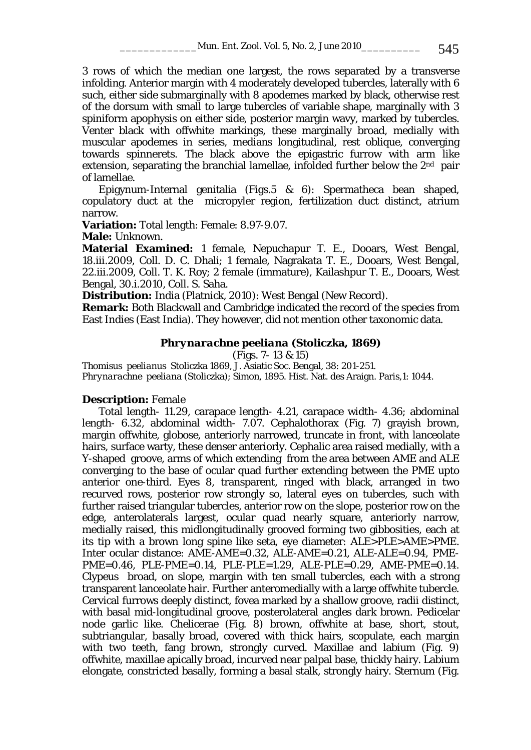3 rows of which the median one largest, the rows separated by a transverse infolding. Anterior margin with 4 moderately developed tubercles, laterally with 6 such, either side submarginally with 8 apodemes marked by black, otherwise rest of the dorsum with small to large tubercles of variable shape, marginally with 3 spiniform apophysis on either side, posterior margin wavy, marked by tubercles. Venter black with offwhite markings, these marginally broad, medially with muscular apodemes in series, medians longitudinal, rest oblique, converging towards spinnerets. The black above the epigastric furrow with arm like extension, separating the branchial lamellae, infolded further below the 2nd pair of lamellae.

Epigynum-Internal genitalia (Figs.5 & 6): Spermatheca bean shaped, copulatory duct at the micropyler region, fertilization duct distinct, atrium narrow.

**Variation:** Total length: Female: 8.97-9.07.

**Male:** Unknown.

**Material Examined:** 1 female, Nepuchapur T. E., Dooars, West Bengal, 18.iii.2009, Coll. D. C. Dhali; 1 female, Nagrakata T. E., Dooars, West Bengal, 22.iii.2009, Coll. T. K. Roy; 2 female (immature), Kailashpur T. E., Dooars, West Bengal, 30.i.2010, Coll. S. Saha.

**Distribution:** India (Platnick, 2010): West Bengal (New Record).

**Remark:** Both Blackwall and Cambridge indicated the record of the species from East Indies (East India). They however, did not mention other taxonomic data.

### *Phrynarachne peeliana* (Stoliczka, 1869)

(Figs. 7- 13 & 15)

*Thomisus peelianus* Stoliczka 1869, J. Asiatic Soc. Bengal, 38: 201-251.
*Phrynarachne peeliana* (Stoliczka); Simon, 1895. Hist. Nat. des Araign. Paris,1: 1044.

**Description:** Female

Total length- 11.29, carapace length- 4.21, carapace width- 4.36; abdominal length- 6.32, abdominal width- 7.07. Cephalothorax (Fig. 7) grayish brown, margin offwhite, globose, anteriorly narrowed, truncate in front, with lanceolate hairs, surface warty, these denser anteriorly. Cephalic area raised medially, with a Y-shaped groove, arms of which extending from the area between AME and ALE converging to the base of ocular quad further extending between the PME upto anterior one-third. Eyes 8, transparent, ringed with black, arranged in two recurved rows, posterior row strongly so, lateral eyes on tubercles, such with further raised triangular tubercles, anterior row on the slope, posterior row on the edge, anterolaterals largest, ocular quad nearly square, anteriorly narrow, medially raised, this midlongitudinally grooved forming two gibbosities, each at its tip with a brown long spine like seta, eye diameter: ALE>PLE>AME>PME. Inter ocular distance: AME-AME=0.32, ALE-AME=0.21, ALE-ALE=0.94, PME-PME=0.46, PLE-PME=0.14, PLE-PLE=1.29, ALE-PLE=0.29, AME-PME=0.14. Clypeus broad, on slope, margin with ten small tubercles, each with a strong transparent lanceolate hair. Further anteromedially with a large offwhite tubercle. Cervical furrows deeply distinct, fovea marked by a shallow groove, radii distinct, with basal mid-longitudinal groove, posterolateral angles dark brown. Pedicelar node garlic like. Chelicerae (Fig. 8) brown, offwhite at base, short, stout, subtriangular, basally broad, covered with thick hairs, scopulate, each margin with two teeth, fang brown, strongly curved. Maxillae and labium (Fig. 9) offwhite, maxillae apically broad, incurved near palpal base, thickly hairy. Labium elongate, constricted basally, forming a basal stalk, strongly hairy. Sternum (Fig.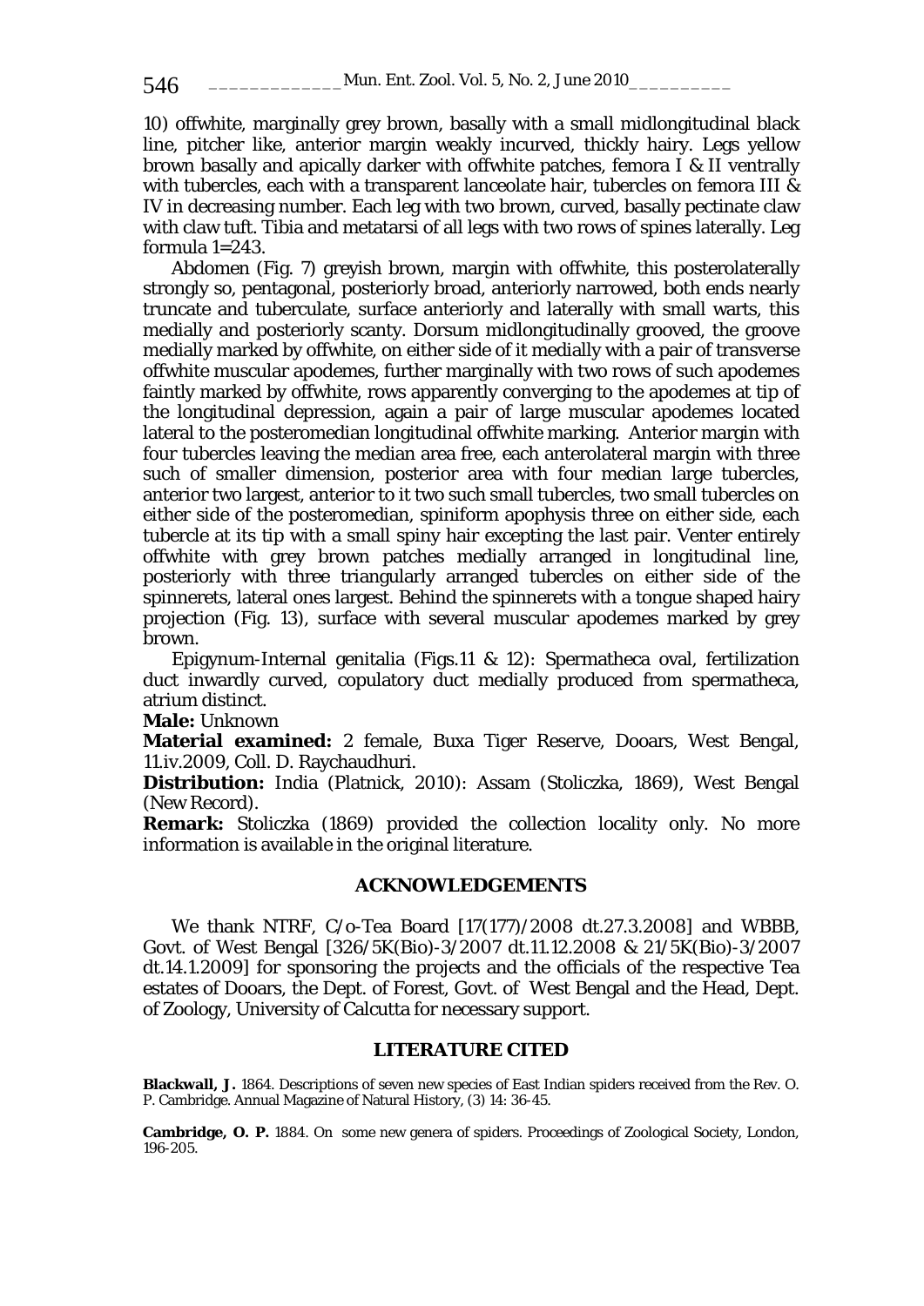10) offwhite, marginally grey brown, basally with a small midlongitudinal black line, pitcher like, anterior margin weakly incurved, thickly hairy. Legs yellow brown basally and apically darker with offwhite patches, femora I & II ventrally with tubercles, each with a transparent lanceolate hair, tubercles on femora III & IV in decreasing number. Each leg with two brown, curved, basally pectinate claw with claw tuft. Tibia and metatarsi of all legs with two rows of spines laterally. Leg formula 1=243.

Abdomen (Fig. 7) greyish brown, margin with offwhite, this posterolaterally strongly so, pentagonal, posteriorly broad, anteriorly narrowed, both ends nearly truncate and tuberculate, surface anteriorly and laterally with small warts, this medially and posteriorly scanty. Dorsum midlongitudinally grooved, the groove medially marked by offwhite, on either side of it medially with a pair of transverse offwhite muscular apodemes, further marginally with two rows of such apodemes faintly marked by offwhite, rows apparently converging to the apodemes at tip of the longitudinal depression, again a pair of large muscular apodemes located lateral to the posteromedian longitudinal offwhite marking. Anterior margin with four tubercles leaving the median area free, each anterolateral margin with three such of smaller dimension, posterior area with four median large tubercles, anterior two largest, anterior to it two such small tubercles, two small tubercles on either side of the posteromedian, spiniform apophysis three on either side, each tubercle at its tip with a small spiny hair excepting the last pair. Venter entirely offwhite with grey brown patches medially arranged in longitudinal line, posteriorly with three triangularly arranged tubercles on either side of the spinnerets, lateral ones largest. Behind the spinnerets with a tongue shaped hairy projection (Fig. 13), surface with several muscular apodemes marked by grey brown.

Epigynum-Internal genitalia (Figs.11 & 12): Spermatheca oval, fertilization duct inwardly curved, copulatory duct medially produced from spermatheca, atrium distinct.

**Male:** Unknown

**Material examined:** 2 female, Buxa Tiger Reserve, Dooars, West Bengal, 11.iv.2009, Coll. D. Raychaudhuri.

**Distribution:** India (Platnick, 2010): Assam (Stoliczka, 1869), West Bengal (New Record).

**Remark:** Stoliczka (1869) provided the collection locality only. No more information is available in the original literature.

## ACKNOWLEDGEMENTS

We thank NTRF, C/o-Tea Board [17(177)/2008 dt.27.3.2008] and WBBB, Govt. of West Bengal [326/5K(Bio)-3/2007 dt.11.12.2008 & 21/5K(Bio)-3/2007 dt.14.1.2009] for sponsoring the projects and the officials of the respective Tea estates of Dooars, the Dept. of Forest, Govt. of West Bengal and the Head, Dept. of Zoology, University of Calcutta for necessary support.

## LITERATURE CITED

**Blackwall, J.** 1864. Descriptions of seven new species of East Indian spiders received from the Rev. O. P. Cambridge. Annual Magazine of Natural History, (3) 14: 36-45.

**Cambridge, O. P.** 1884. On some new genera of spiders. Proceedings of Zoological Society, London, 196-205.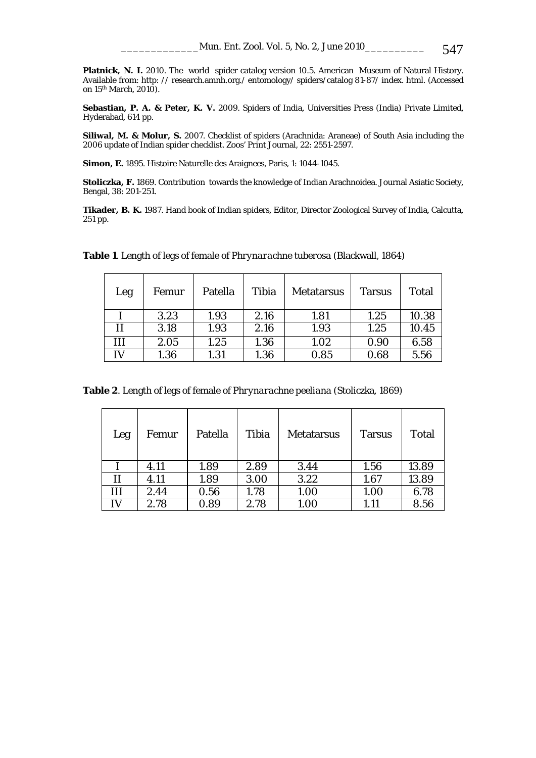**Platnick, N. I.** 2010. The world spider catalog version 10.5. American Museum of Natural History. Available from: http: // research.amnh.org./ entomology/ spiders/catalog 81-87/ index. html. (Accessed on 15th March, 2010).

**Sebastian, P. A. & Peter, K. V.** 2009. Spiders of India, Universities Press (India) Private Limited, Hyderabad, 614 pp.

**Siliwal, M. & Molur, S.** 2007. Checklist of spiders (Arachnida: Araneae) of South Asia including the 2006 update of Indian spider checklist. Zoos' Print Journal, 22: 2551-2597.

**Simon, E.** 1895. Histoire Naturelle des Araignees, Paris, 1: 1044-1045.

**Stoliczka, F.** 1869. Contribution towards the knowledge of Indian Arachnoidea. Journal Asiatic Society, Bengal, 38: 201-251.

**Tikader, B. K.** 1987. Hand book of Indian spiders, Editor, Director Zoological Survey of India, Calcutta, 251 pp.

**Table 1**. Length of legs of female of *Phrynarachne tuberosa* (Blackwall, 1864)

| Leg | Femur | Patella | Tibia | Metatarsus | Tarsus | Total |
|---|---|---|---|---|---|---|
| I | 3.23 | 1.93 | 2.16 | 1.81 | 1.25 | 10.38 |
| II | 3.18 | 1.93 | 2.16 | 1.93 | 1.25 | 10.45 |
| III | 2.05 | 1.25 | 1.36 | 1.02 | 0.90 | 6.58 |
| IV | 1.36 | 1.31 | 1.36 | 0.85 | 0.68 | 5.56 |

**Table 2**. Length of legs of female of *Phrynarachne peeliana* (Stoliczka, 1869)

| Leg | Femur | Patella | Tibia | Metatarsus | Tarsus | Total |
|---|---|---|---|---|---|---|
| I | 4.11 | 1.89 | 2.89 | 3.44 | 1.56 | 13.89 |
| II | 4.11 | 1.89 | 3.00 | 3.22 | 1.67 | 13.89 |
| III | 2.44 | 0.56 | 1.78 | 1.00 | 1.00 | 6.78 |
| IV | 2.78 | 0.89 | 2.78 | 1.00 | 1.11 | 8.56 |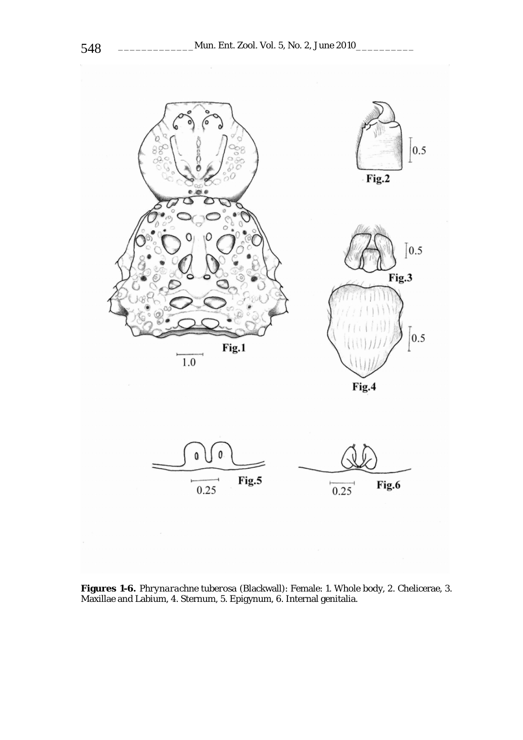**Figures 1-6.** *Phrynarachne tuberosa* (Blackwall): Female: 1. Whole body, 2. Chelicerae, 3. Maxillae and Labium, 4. Sternum, 5. Epigynum, 6. Internal genitalia.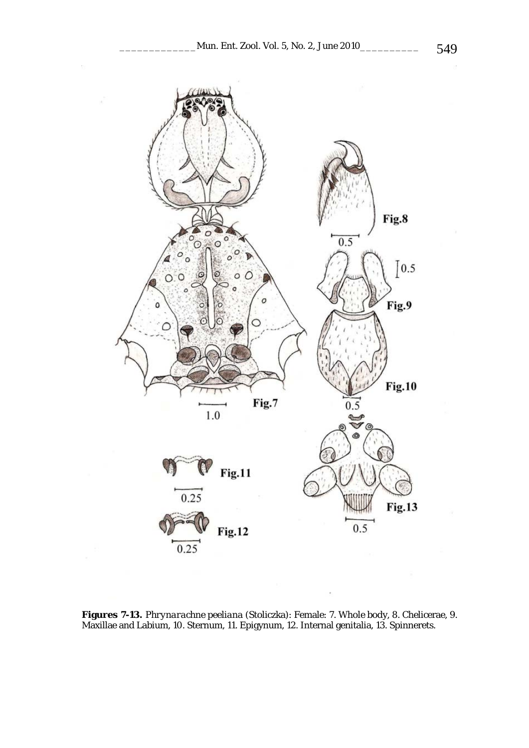**Figures 7-13.** *Phrynarachne peeliana* (Stoliczka): Female: 7. Whole body, 8. Chelicerae, 9. Maxillae and Labium, 10. Sternum, 11. Epigynum, 12. Internal genitalia, 13. Spinnerets.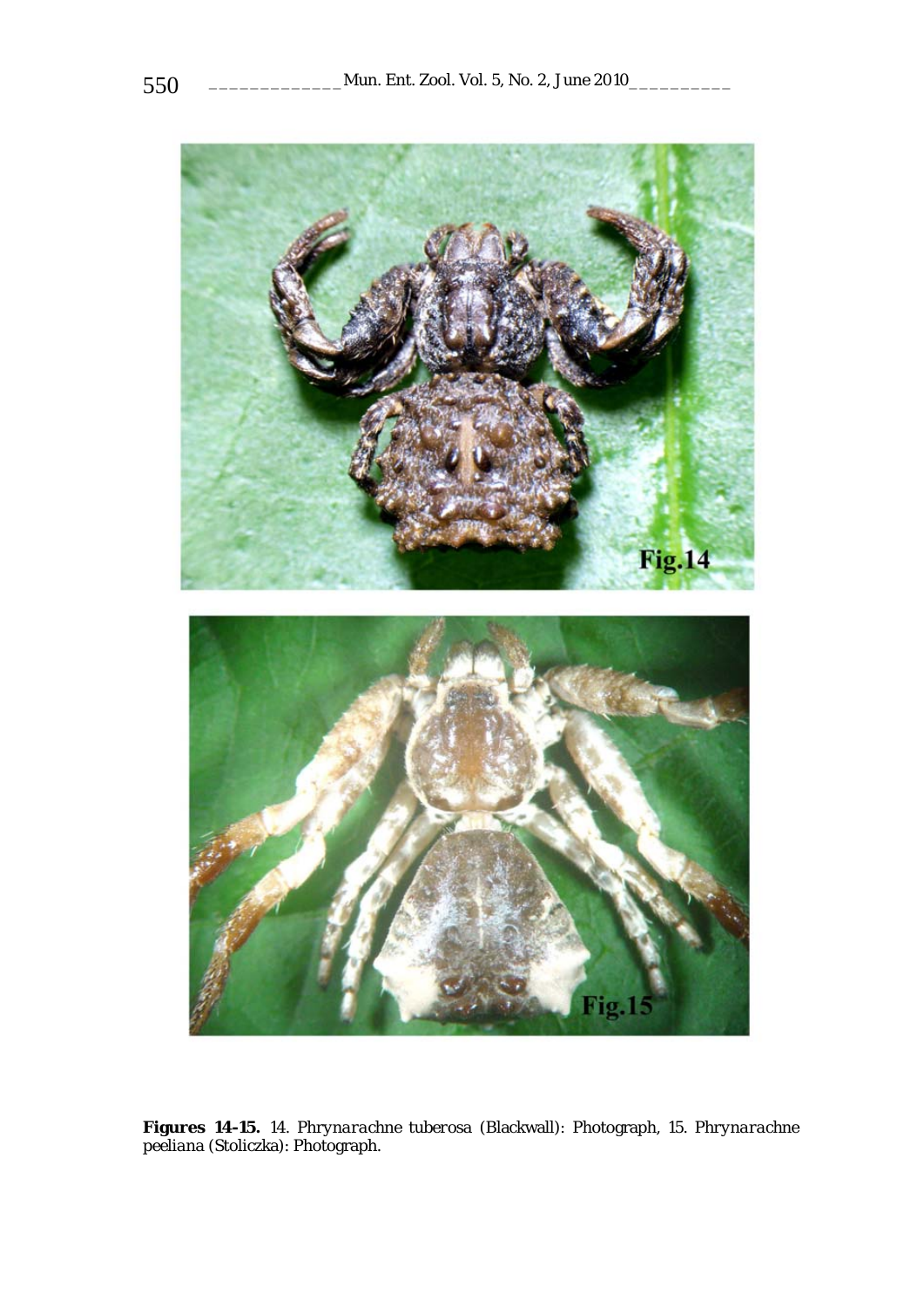**Figures 14-15.** 14. *Phrynarachne tuberosa* (Blackwall): Photograph, 15. *Phrynarachne peeliana* (Stoliczka): Photograph.